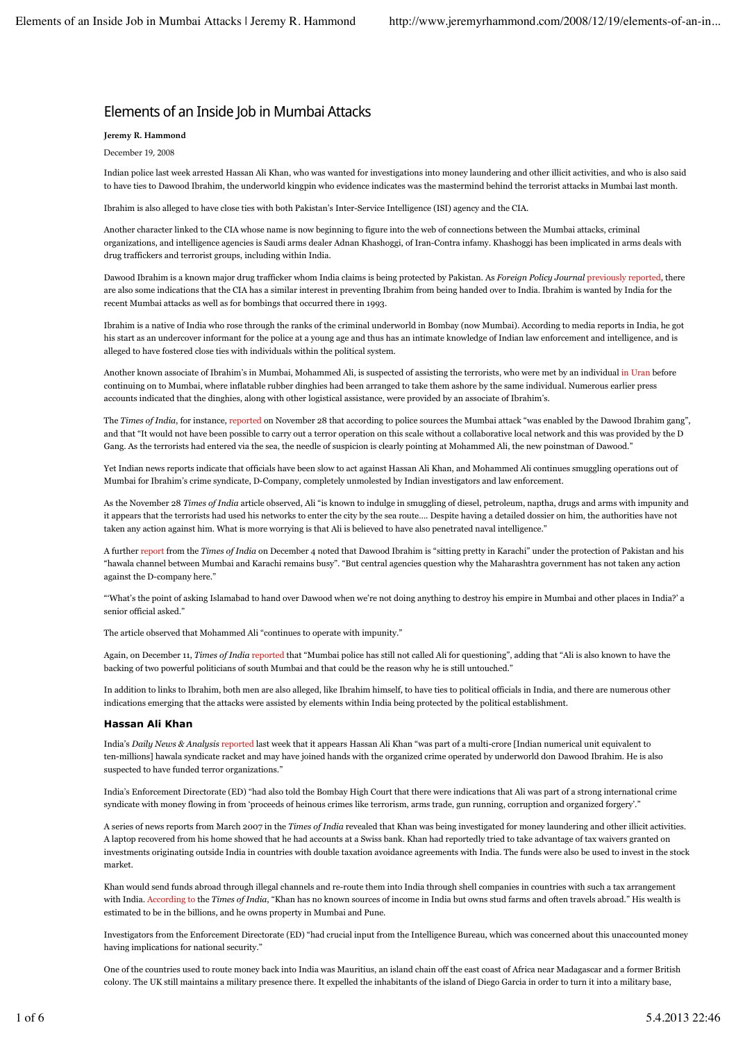# Elements of an Inside Job in Mumbai Attacks

**Jeremy R. Hammond**

December 19, 2008

Indian police last week arrested Hassan Ali Khan, who was wanted for investigations into money laundering and other illicit activities, and who is also said to have ties to Dawood Ibrahim, the underworld kingpin who evidence indicates was the mastermind behind the terrorist attacks in Mumbai last month.

Ibrahim is also alleged to have close ties with both Pakistan's Inter-Service Intelligence (ISI) agency and the CIA.

Another character linked to the CIA whose name is now beginning to figure into the web of connections between the Mumbai attacks, criminal organizations, and intelligence agencies is Saudi arms dealer Adnan Khashoggi, of Iran-Contra infamy. Khashoggi has been implicated in arms deals with drug traffickers and terrorist groups, including within India.

Dawood Ibrahim is a known major drug trafficker whom India claims is being protected by Pakistan. As *Foreign Policy Journal* previously reported, there are also some indications that the CIA has a similar interest in preventing Ibrahim from being handed over to India. Ibrahim is wanted by India for the recent Mumbai attacks as well as for bombings that occurred there in 1993.

Ibrahim is a native of India who rose through the ranks of the criminal underworld in Bombay (now Mumbai). According to media reports in India, he got his start as an undercover informant for the police at a young age and thus has an intimate knowledge of Indian law enforcement and intelligence, and is alleged to have fostered close ties with individuals within the political system.

Another known associate of Ibrahim's in Mumbai, Mohammed Ali, is suspected of assisting the terrorists, who were met by an individual in Uran before continuing on to Mumbai, where inflatable rubber dinghies had been arranged to take them ashore by the same individual. Numerous earlier press accounts indicated that the dinghies, along with other logistical assistance, were provided by an associate of Ibrahim's.

The *Times of India*, for instance, reported on November 28 that according to police sources the Mumbai attack "was enabled by the Dawood Ibrahim gang", and that "It would not have been possible to carry out a terror operation on this scale without a collaborative local network and this was provided by the D Gang. As the terrorists had entered via the sea, the needle of suspicion is clearly pointing at Mohammed Ali, the new poinstman of Dawood."

Yet Indian news reports indicate that officials have been slow to act against Hassan Ali Khan, and Mohammed Ali continues smuggling operations out of Mumbai for Ibrahim's crime syndicate, D-Company, completely unmolested by Indian investigators and law enforcement.

As the November 28 *Times of India* article observed, Ali "is known to indulge in smuggling of diesel, petroleum, naptha, drugs and arms with impunity and it appears that the terrorists had used his networks to enter the city by the sea route…. Despite having a detailed dossier on him, the authorities have not taken any action against him. What is more worrying is that Ali is believed to have also penetrated naval intelligence."

A further report from the *Times of India* on December 4 noted that Dawood Ibrahim is "sitting pretty in Karachi" under the protection of Pakistan and his "hawala channel between Mumbai and Karachi remains busy". "But central agencies question why the Maharashtra government has not taken any action against the D-company here."

"'What's the point of asking Islamabad to hand over Dawood when we're not doing anything to destroy his empire in Mumbai and other places in India?' a senior official asked."

The article observed that Mohammed Ali "continues to operate with impunity."

Again, on December 11, *Times of India* reported that "Mumbai police has still not called Ali for questioning", adding that "Ali is also known to have the backing of two powerful politicians of south Mumbai and that could be the reason why he is still untouched."

In addition to links to Ibrahim, both men are also alleged, like Ibrahim himself, to have ties to political officials in India, and there are numerous other indications emerging that the attacks were assisted by elements within India being protected by the political establishment.

### Hassan Ali Khan

India's *Daily News & Analysis* reported last week that it appears Hassan Ali Khan "was part of a multi-crore [Indian numerical unit equivalent to ten-millions] hawala syndicate racket and may have joined hands with the organized crime operated by underworld don Dawood Ibrahim. He is also suspected to have funded terror organizations."

India's Enforcement Directorate (ED) "had also told the Bombay High Court that there were indications that Ali was part of a strong international crime syndicate with money flowing in from 'proceeds of heinous crimes like terrorism, arms trade, gun running, corruption and organized forgery'."

A series of news reports from March 2007 in the *Times of India* revealed that Khan was being investigated for money laundering and other illicit activities. A laptop recovered from his home showed that he had accounts at a Swiss bank. Khan had reportedly tried to take advantage of tax waivers granted on investments originating outside India in countries with double taxation avoidance agreements with India. The funds were also be used to invest in the stock market.

Khan would send funds abroad through illegal channels and re-route them into India through shell companies in countries with such a tax arrangement with India. According to the *Times of India*, "Khan has no known sources of income in India but owns stud farms and often travels abroad." His wealth is estimated to be in the billions, and he owns property in Mumbai and Pune.

Investigators from the Enforcement Directorate (ED) "had crucial input from the Intelligence Bureau, which was concerned about this unaccounted money having implications for national security."

One of the countries used to route money back into India was Mauritius, an island chain off the east coast of Africa near Madagascar and a former British colony. The UK still maintains a military presence there. It expelled the inhabitants of the island of Diego Garcia in order to turn it into a military base,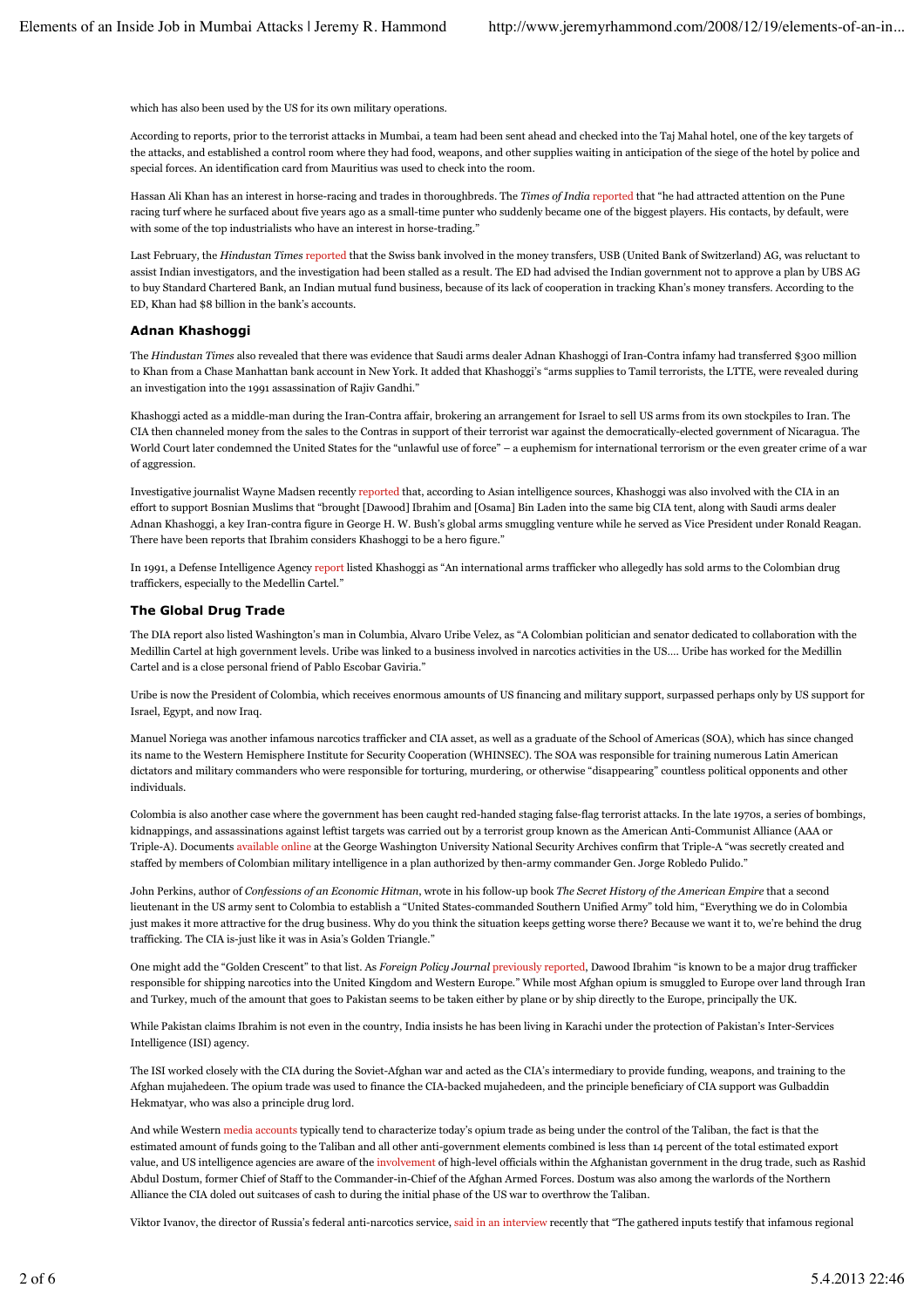which has also been used by the US for its own military operations.

According to reports, prior to the terrorist attacks in Mumbai, a team had been sent ahead and checked into the Taj Mahal hotel, one of the key targets of the attacks, and established a control room where they had food, weapons, and other supplies waiting in anticipation of the siege of the hotel by police and special forces. An identification card from Mauritius was used to check into the room.

Hassan Ali Khan has an interest in horse-racing and trades in thoroughbreds. The *Times of India* reported that "he had attracted attention on the Pune racing turf where he surfaced about five years ago as a small-time punter who suddenly became one of the biggest players. His contacts, by default, were with some of the top industrialists who have an interest in horse-trading."

Last February, the *Hindustan Times* reported that the Swiss bank involved in the money transfers, USB (United Bank of Switzerland) AG, was reluctant to assist Indian investigators, and the investigation had been stalled as a result. The ED had advised the Indian government not to approve a plan by UBS AG to buy Standard Chartered Bank, an Indian mutual fund business, because of its lack of cooperation in tracking Khan's money transfers. According to the ED, Khan had $8 billion in the bank's accounts.

### Adnan Khashoggi

The *Hindustan Times* also revealed that there was evidence that Saudi arms dealer Adnan Khashoggi of Iran-Contra infamy had transferred $300 million to Khan from a Chase Manhattan bank account in New York. It added that Khashoggi's "arms supplies to Tamil terrorists, the LTTE, were revealed during an investigation into the 1991 assassination of Rajiv Gandhi."

Khashoggi acted as a middle-man during the Iran-Contra affair, brokering an arrangement for Israel to sell US arms from its own stockpiles to Iran. The CIA then channeled money from the sales to the Contras in support of their terrorist war against the democratically-elected government of Nicaragua. The World Court later condemned the United States for the "unlawful use of force" – a euphemism for international terrorism or the even greater crime of a war of aggression.

Investigative journalist Wayne Madsen recently reported that, according to Asian intelligence sources, Khashoggi was also involved with the CIA in an effort to support Bosnian Muslims that "brought [Dawood] Ibrahim and [Osama] Bin Laden into the same big CIA tent, along with Saudi arms dealer Adnan Khashoggi, a key Iran-contra figure in George H. W. Bush's global arms smuggling venture while he served as Vice President under Ronald Reagan. There have been reports that Ibrahim considers Khashoggi to be a hero figure."

In 1991, a Defense Intelligence Agency report listed Khashoggi as "An international arms trafficker who allegedly has sold arms to the Colombian drug traffickers, especially to the Medellin Cartel."

### The Global Drug Trade

The DIA report also listed Washington's man in Columbia, Alvaro Uribe Velez, as "A Colombian politician and senator dedicated to collaboration with the Medillin Cartel at high government levels. Uribe was linked to a business involved in narcotics activities in the US.... Uribe has worked for the Medillin Cartel and is a close personal friend of Pablo Escobar Gaviria."

Uribe is now the President of Colombia, which receives enormous amounts of US financing and military support, surpassed perhaps only by US support for Israel, Egypt, and now Iraq.

Manuel Noriega was another infamous narcotics trafficker and CIA asset, as well as a graduate of the School of Americas (SOA), which has since changed its name to the Western Hemisphere Institute for Security Cooperation (WHINSEC). The SOA was responsible for training numerous Latin American dictators and military commanders who were responsible for torturing, murdering, or otherwise "disappearing" countless political opponents and other individuals.

Colombia is also another case where the government has been caught red-handed staging false-flag terrorist attacks. In the late 1970s, a series of bombings, kidnappings, and assassinations against leftist targets was carried out by a terrorist group known as the American Anti-Communist Alliance (AAA or Triple-A). Documents available online at the George Washington University National Security Archives confirm that Triple-A "was secretly created and staffed by members of Colombian military intelligence in a plan authorized by then-army commander Gen. Jorge Robledo Pulido."

John Perkins, author of *Confessions of an Economic Hitman*, wrote in his follow-up book *The Secret History of the American Empire* that a second lieutenant in the US army sent to Colombia to establish a "United States-commanded Southern Unified Army" told him, "Everything we do in Colombia just makes it more attractive for the drug business. Why do you think the situation keeps getting worse there? Because we want it to, we're behind the drug trafficking. The CIA is-just like it was in Asia's Golden Triangle."

One might add the "Golden Crescent" to that list. As *Foreign Policy Journal* previously reported, Dawood Ibrahim "is known to be a major drug trafficker responsible for shipping narcotics into the United Kingdom and Western Europe." While most Afghan opium is smuggled to Europe over land through Iran and Turkey, much of the amount that goes to Pakistan seems to be taken either by plane or by ship directly to the Europe, principally the UK.

While Pakistan claims Ibrahim is not even in the country, India insists he has been living in Karachi under the protection of Pakistan's Inter-Services Intelligence (ISI) agency.

The ISI worked closely with the CIA during the Soviet-Afghan war and acted as the CIA's intermediary to provide funding, weapons, and training to the Afghan mujahedeen. The opium trade was used to finance the CIA-backed mujahedeen, and the principle beneficiary of CIA support was Gulbaddin Hekmatyar, who was also a principle drug lord.

And while Western media accounts typically tend to characterize today's opium trade as being under the control of the Taliban, the fact is that the estimated amount of funds going to the Taliban and all other anti-government elements combined is less than 14 percent of the total estimated export value, and US intelligence agencies are aware of the involvement of high-level officials within the Afghanistan government in the drug trade, such as Rashid Abdul Dostum, former Chief of Staff to the Commander-in-Chief of the Afghan Armed Forces. Dostum was also among the warlords of the Northern Alliance the CIA doled out suitcases of cash to during the initial phase of the US war to overthrow the Taliban.

Viktor Ivanov, the director of Russia's federal anti-narcotics service, said in an interview recently that "The gathered inputs testify that infamous regional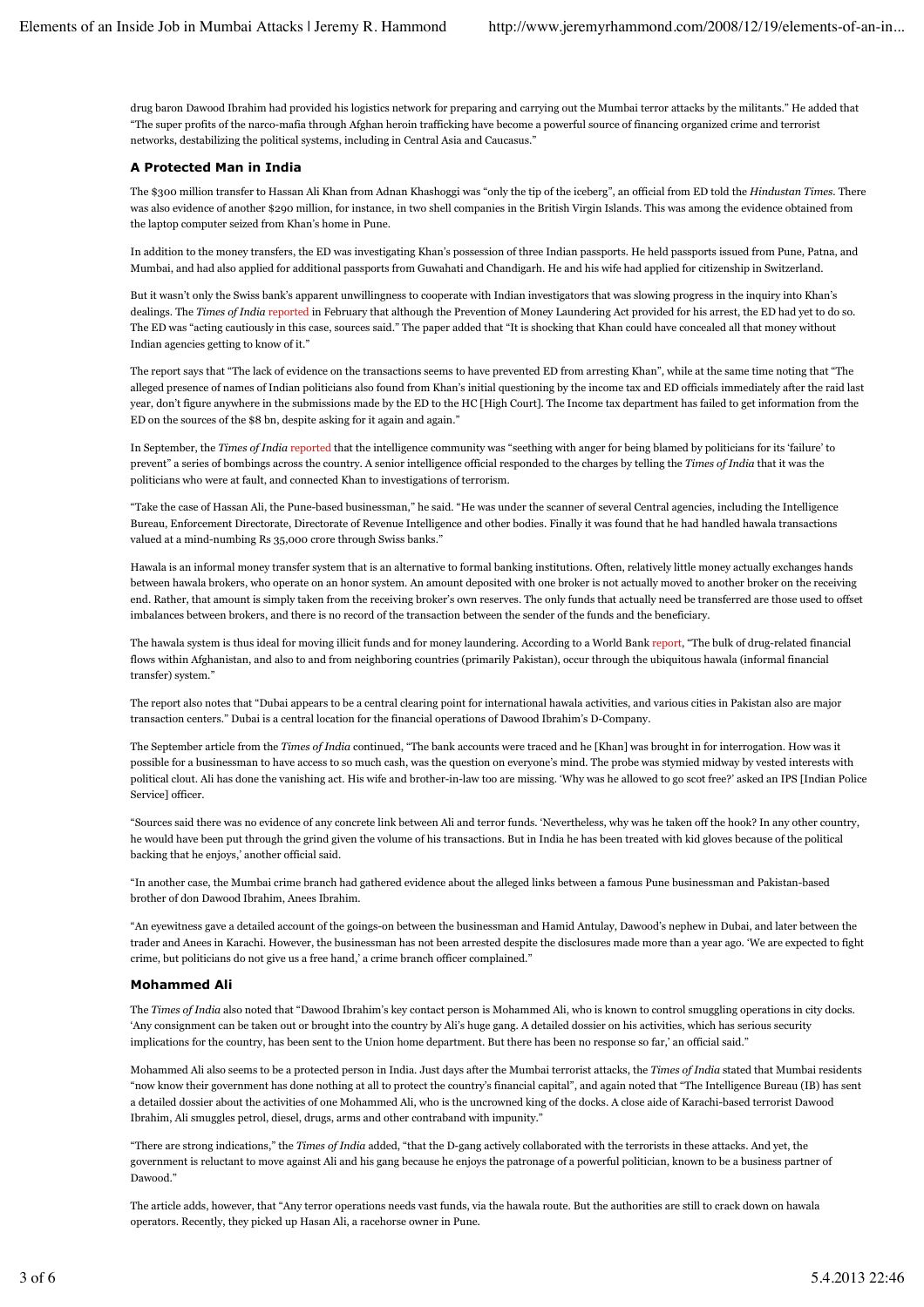drug baron Dawood Ibrahim had provided his logistics network for preparing and carrying out the Mumbai terror attacks by the militants." He added that "The super profits of the narco-mafia through Afghan heroin trafficking have become a powerful source of financing organized crime and terrorist networks, destabilizing the political systems, including in Central Asia and Caucasus."

### A Protected Man in India

The $300 million transfer to Hassan Ali Khan from Adnan Khashoggi was "only the tip of the iceberg", an official from ED told the *Hindustan Times*. There was also evidence of another $290 million, for instance, in two shell companies in the British Virgin Islands. This was among the evidence obtained from the laptop computer seized from Khan's home in Pune.

In addition to the money transfers, the ED was investigating Khan's possession of three Indian passports. He held passports issued from Pune, Patna, and Mumbai, and had also applied for additional passports from Guwahati and Chandigarh. He and his wife had applied for citizenship in Switzerland.

But it wasn't only the Swiss bank's apparent unwillingness to cooperate with Indian investigators that was slowing progress in the inquiry into Khan's dealings. The *Times of India* reported in February that although the Prevention of Money Laundering Act provided for his arrest, the ED had yet to do so. The ED was "acting cautiously in this case, sources said." The paper added that "It is shocking that Khan could have concealed all that money without Indian agencies getting to know of it."

The report says that "The lack of evidence on the transactions seems to have prevented ED from arresting Khan", while at the same time noting that "The alleged presence of names of Indian politicians also found from Khan's initial questioning by the income tax and ED officials immediately after the raid last year, don't figure anywhere in the submissions made by the ED to the HC [High Court]. The Income tax department has failed to get information from the ED on the sources of the $8 bn, despite asking for it again and again."

In September, the *Times of India* reported that the intelligence community was "seething with anger for being blamed by politicians for its 'failure' to prevent" a series of bombings across the country. A senior intelligence official responded to the charges by telling the *Times of India* that it was the politicians who were at fault, and connected Khan to investigations of terrorism.

"Take the case of Hassan Ali, the Pune-based businessman," he said. "He was under the scanner of several Central agencies, including the Intelligence Bureau, Enforcement Directorate, Directorate of Revenue Intelligence and other bodies. Finally it was found that he had handled hawala transactions valued at a mind-numbing Rs 35,000 crore through Swiss banks."

Hawala is an informal money transfer system that is an alternative to formal banking institutions. Often, relatively little money actually exchanges hands between hawala brokers, who operate on an honor system. An amount deposited with one broker is not actually moved to another broker on the receiving end. Rather, that amount is simply taken from the receiving broker's own reserves. The only funds that actually need be transferred are those used to offset imbalances between brokers, and there is no record of the transaction between the sender of the funds and the beneficiary.

The hawala system is thus ideal for moving illicit funds and for money laundering. According to a World Bank report, "The bulk of drug-related financial flows within Afghanistan, and also to and from neighboring countries (primarily Pakistan), occur through the ubiquitous hawala (informal financial transfer) system."

The report also notes that "Dubai appears to be a central clearing point for international hawala activities, and various cities in Pakistan also are major transaction centers." Dubai is a central location for the financial operations of Dawood Ibrahim's D-Company.

The September article from the *Times of India* continued, "The bank accounts were traced and he [Khan] was brought in for interrogation. How was it possible for a businessman to have access to so much cash, was the question on everyone's mind. The probe was stymied midway by vested interests with political clout. Ali has done the vanishing act. His wife and brother-in-law too are missing. 'Why was he allowed to go scot free?' asked an IPS [Indian Police Service] officer.

"Sources said there was no evidence of any concrete link between Ali and terror funds. 'Nevertheless, why was he taken off the hook? In any other country, he would have been put through the grind given the volume of his transactions. But in India he has been treated with kid gloves because of the political backing that he enjoys,' another official said.

"In another case, the Mumbai crime branch had gathered evidence about the alleged links between a famous Pune businessman and Pakistan-based brother of don Dawood Ibrahim, Anees Ibrahim.

"An eyewitness gave a detailed account of the goings-on between the businessman and Hamid Antulay, Dawood's nephew in Dubai, and later between the trader and Anees in Karachi. However, the businessman has not been arrested despite the disclosures made more than a year ago. 'We are expected to fight crime, but politicians do not give us a free hand,' a crime branch officer complained."

### Mohammed Ali

The *Times of India* also noted that "Dawood Ibrahim's key contact person is Mohammed Ali, who is known to control smuggling operations in city docks. 'Any consignment can be taken out or brought into the country by Ali's huge gang. A detailed dossier on his activities, which has serious security implications for the country, has been sent to the Union home department. But there has been no response so far,' an official said."

Mohammed Ali also seems to be a protected person in India. Just days after the Mumbai terrorist attacks, the *Times of India* stated that Mumbai residents "now know their government has done nothing at all to protect the country's financial capital", and again noted that "The Intelligence Bureau (IB) has sent a detailed dossier about the activities of one Mohammed Ali, who is the uncrowned king of the docks. A close aide of Karachi-based terrorist Dawood Ibrahim, Ali smuggles petrol, diesel, drugs, arms and other contraband with impunity."

"There are strong indications," the *Times of India* added, "that the D-gang actively collaborated with the terrorists in these attacks. And yet, the government is reluctant to move against Ali and his gang because he enjoys the patronage of a powerful politician, known to be a business partner of Dawood."

The article adds, however, that "Any terror operations needs vast funds, via the hawala route. But the authorities are still to crack down on hawala operators. Recently, they picked up Hasan Ali, a racehorse owner in Pune.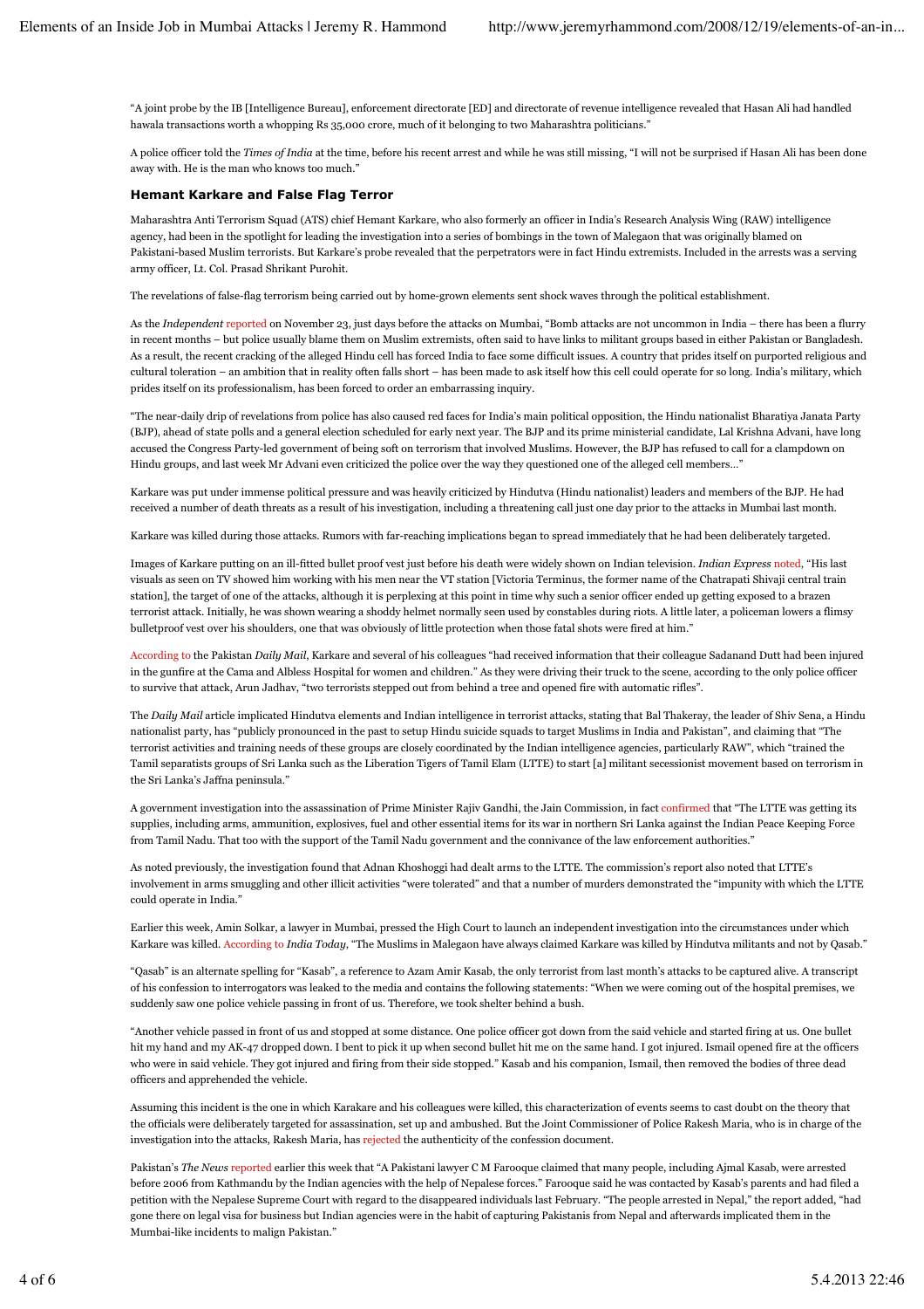"A joint probe by the IB [Intelligence Bureau], enforcement directorate [ED] and directorate of revenue intelligence revealed that Hasan Ali had handled hawala transactions worth a whopping Rs 35,000 crore, much of it belonging to two Maharashtra politicians."

A police officer told the *Times of India* at the time, before his recent arrest and while he was still missing, "I will not be surprised if Hasan Ali has been done away with. He is the man who knows too much."

### Hemant Karkare and False Flag Terror

Maharashtra Anti Terrorism Squad (ATS) chief Hemant Karkare, who also formerly an officer in India's Research Analysis Wing (RAW) intelligence agency, had been in the spotlight for leading the investigation into a series of bombings in the town of Malegaon that was originally blamed on Pakistani-based Muslim terrorists. But Karkare's probe revealed that the perpetrators were in fact Hindu extremists. Included in the arrests was a serving army officer, Lt. Col. Prasad Shrikant Purohit.

The revelations of false-flag terrorism being carried out by home-grown elements sent shock waves through the political establishment.

As the *Independent* reported on November 23, just days before the attacks on Mumbai, "Bomb attacks are not uncommon in India – there has been a flurry in recent months – but police usually blame them on Muslim extremists, often said to have links to militant groups based in either Pakistan or Bangladesh. As a result, the recent cracking of the alleged Hindu cell has forced India to face some difficult issues. A country that prides itself on purported religious and cultural toleration – an ambition that in reality often falls short – has been made to ask itself how this cell could operate for so long. India's military, which prides itself on its professionalism, has been forced to order an embarrassing inquiry.

"The near-daily drip of revelations from police has also caused red faces for India's main political opposition, the Hindu nationalist Bharatiya Janata Party (BJP), ahead of state polls and a general election scheduled for early next year. The BJP and its prime ministerial candidate, Lal Krishna Advani, have long accused the Congress Party-led government of being soft on terrorism that involved Muslims. However, the BJP has refused to call for a clampdown on Hindu groups, and last week Mr Advani even criticized the police over the way they questioned one of the alleged cell members…"

Karkare was put under immense political pressure and was heavily criticized by Hindutva (Hindu nationalist) leaders and members of the BJP. He had received a number of death threats as a result of his investigation, including a threatening call just one day prior to the attacks in Mumbai last month.

Karkare was killed during those attacks. Rumors with far-reaching implications began to spread immediately that he had been deliberately targeted.

Images of Karkare putting on an ill-fitted bullet proof vest just before his death were widely shown on Indian television. *Indian Express* noted, "His last visuals as seen on TV showed him working with his men near the VT station [Victoria Terminus, the former name of the Chatrapati Shivaji central train station], the target of one of the attacks, although it is perplexing at this point in time why such a senior officer ended up getting exposed to a brazen terrorist attack. Initially, he was shown wearing a shoddy helmet normally seen used by constables during riots. A little later, a policeman lowers a flimsy bulletproof vest over his shoulders, one that was obviously of little protection when those fatal shots were fired at him."

According to the Pakistan *Daily Mail*, Karkare and several of his colleagues "had received information that their colleague Sadanand Dutt had been injured in the gunfire at the Cama and Albless Hospital for women and children." As they were driving their truck to the scene, according to the only police officer to survive that attack, Arun Jadhav, "two terrorists stepped out from behind a tree and opened fire with automatic rifles".

The *Daily Mail* article implicated Hindutva elements and Indian intelligence in terrorist attacks, stating that Bal Thakeray, the leader of Shiv Sena, a Hindu nationalist party, has "publicly pronounced in the past to setup Hindu suicide squads to target Muslims in India and Pakistan", and claiming that "The terrorist activities and training needs of these groups are closely coordinated by the Indian intelligence agencies, particularly RAW", which "trained the Tamil separatists groups of Sri Lanka such as the Liberation Tigers of Tamil Elam (LTTE) to start [a] militant secessionist movement based on terrorism in the Sri Lanka's Jaffna peninsula."

A government investigation into the assassination of Prime Minister Rajiv Gandhi, the Jain Commission, in fact confirmed that "The LTTE was getting its supplies, including arms, ammunition, explosives, fuel and other essential items for its war in northern Sri Lanka against the Indian Peace Keeping Force from Tamil Nadu. That too with the support of the Tamil Nadu government and the connivance of the law enforcement authorities."

As noted previously, the investigation found that Adnan Khoshoggi had dealt arms to the LTTE. The commission's report also noted that LTTE's involvement in arms smuggling and other illicit activities "were tolerated" and that a number of murders demonstrated the "impunity with which the LTTE could operate in India."

Earlier this week, Amin Solkar, a lawyer in Mumbai, pressed the High Court to launch an independent investigation into the circumstances under which Karkare was killed. According to *India Today*, "The Muslims in Malegaon have always claimed Karkare was killed by Hindutva militants and not by Qasab."

"Qasab" is an alternate spelling for "Kasab", a reference to Azam Amir Kasab, the only terrorist from last month's attacks to be captured alive. A transcript of his confession to interrogators was leaked to the media and contains the following statements: "When we were coming out of the hospital premises, we suddenly saw one police vehicle passing in front of us. Therefore, we took shelter behind a bush.

"Another vehicle passed in front of us and stopped at some distance. One police officer got down from the said vehicle and started firing at us. One bullet hit my hand and my AK-47 dropped down. I bent to pick it up when second bullet hit me on the same hand. I got injured. Ismail opened fire at the officers who were in said vehicle. They got injured and firing from their side stopped." Kasab and his companion, Ismail, then removed the bodies of three dead officers and apprehended the vehicle.

Assuming this incident is the one in which Karakare and his colleagues were killed, this characterization of events seems to cast doubt on the theory that the officials were deliberately targeted for assassination, set up and ambushed. But the Joint Commissioner of Police Rakesh Maria, who is in charge of the investigation into the attacks, Rakesh Maria, has rejected the authenticity of the confession document.

Pakistan's *The News* reported earlier this week that "A Pakistani lawyer C M Farooque claimed that many people, including Ajmal Kasab, were arrested before 2006 from Kathmandu by the Indian agencies with the help of Nepalese forces." Farooque said he was contacted by Kasab's parents and had filed a petition with the Nepalese Supreme Court with regard to the disappeared individuals last February. "The people arrested in Nepal," the report added, "had gone there on legal visa for business but Indian agencies were in the habit of capturing Pakistanis from Nepal and afterwards implicated them in the Mumbai-like incidents to malign Pakistan."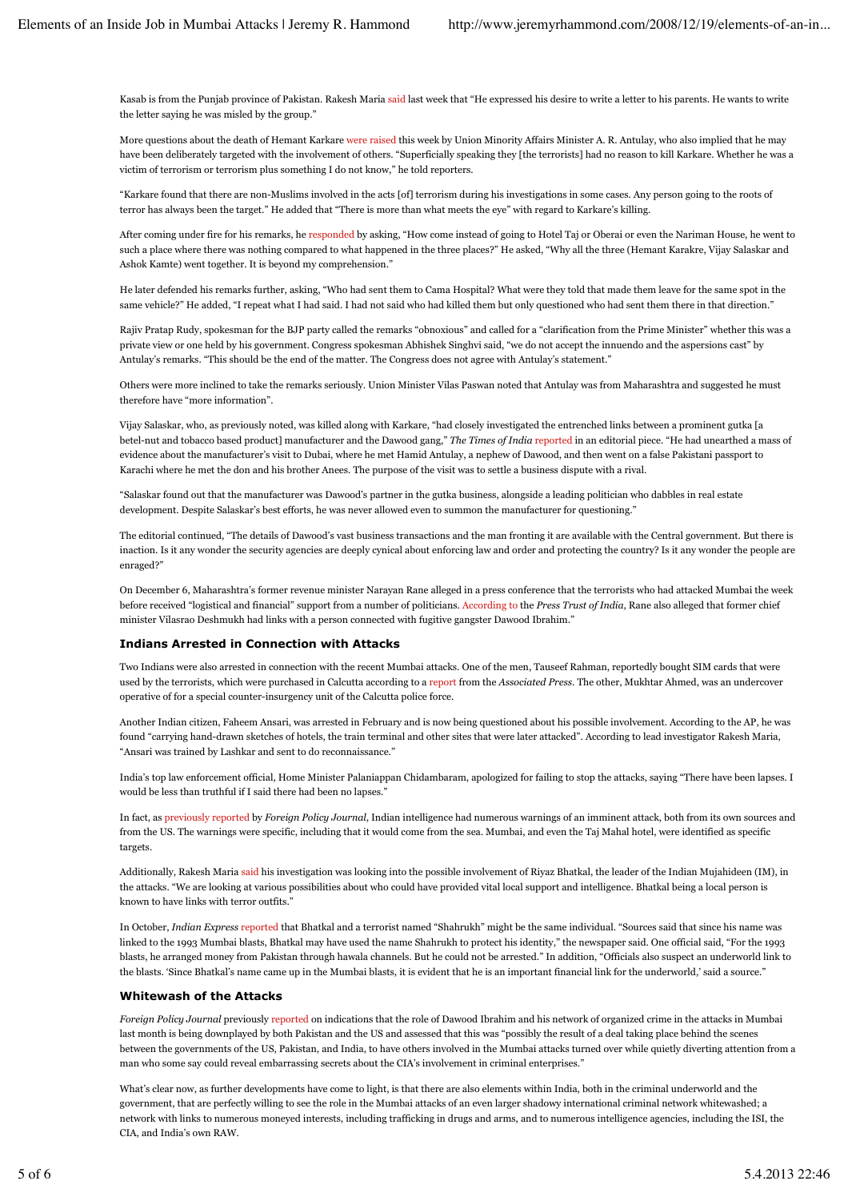Kasab is from the Punjab province of Pakistan. Rakesh Maria said last week that "He expressed his desire to write a letter to his parents. He wants to write the letter saying he was misled by the group."

More questions about the death of Hemant Karkare were raised this week by Union Minority Affairs Minister A. R. Antulay, who also implied that he may have been deliberately targeted with the involvement of others. "Superficially speaking they [the terrorists] had no reason to kill Karkare. Whether he was a victim of terrorism or terrorism plus something I do not know," he told reporters.

"Karkare found that there are non-Muslims involved in the acts [of] terrorism during his investigations in some cases. Any person going to the roots of terror has always been the target." He added that "There is more than what meets the eye" with regard to Karkare's killing.

After coming under fire for his remarks, he responded by asking, "How come instead of going to Hotel Taj or Oberai or even the Nariman House, he went to such a place where there was nothing compared to what happened in the three places?" He asked, "Why all the three (Hemant Karakre, Vijay Salaskar and Ashok Kamte) went together. It is beyond my comprehension."

He later defended his remarks further, asking, "Who had sent them to Cama Hospital? What were they told that made them leave for the same spot in the same vehicle?" He added, "I repeat what I had said. I had not said who had killed them but only questioned who had sent them there in that direction."

Rajiv Pratap Rudy, spokesman for the BJP party called the remarks "obnoxious" and called for a "clarification from the Prime Minister" whether this was a private view or one held by his government. Congress spokesman Abhishek Singhvi said, "we do not accept the innuendo and the aspersions cast" by Antulay's remarks. "This should be the end of the matter. The Congress does not agree with Antulay's statement."

Others were more inclined to take the remarks seriously. Union Minister Vilas Paswan noted that Antulay was from Maharashtra and suggested he must therefore have "more information".

Vijay Salaskar, who, as previously noted, was killed along with Karkare, "had closely investigated the entrenched links between a prominent gutka [a betel-nut and tobacco based product] manufacturer and the Dawood gang," *The Times of India* reported in an editorial piece. "He had unearthed a mass of evidence about the manufacturer's visit to Dubai, where he met Hamid Antulay, a nephew of Dawood, and then went on a false Pakistani passport to Karachi where he met the don and his brother Anees. The purpose of the visit was to settle a business dispute with a rival.

"Salaskar found out that the manufacturer was Dawood's partner in the gutka business, alongside a leading politician who dabbles in real estate development. Despite Salaskar's best efforts, he was never allowed even to summon the manufacturer for questioning."

The editorial continued, "The details of Dawood's vast business transactions and the man fronting it are available with the Central government. But there is inaction. Is it any wonder the security agencies are deeply cynical about enforcing law and order and protecting the country? Is it any wonder the people are enraged?"

On December 6, Maharashtra's former revenue minister Narayan Rane alleged in a press conference that the terrorists who had attacked Mumbai the week before received "logistical and financial" support from a number of politicians. According to the *Press Trust of India*, Rane also alleged that former chief minister Vilasrao Deshmukh had links with a person connected with fugitive gangster Dawood Ibrahim."

### Indians Arrested in Connection with Attacks

Two Indians were also arrested in connection with the recent Mumbai attacks. One of the men, Tauseef Rahman, reportedly bought SIM cards that were used by the terrorists, which were purchased in Calcutta according to a report from the *Associated Press*. The other, Mukhtar Ahmed, was an undercover operative of for a special counter-insurgency unit of the Calcutta police force.

Another Indian citizen, Faheem Ansari, was arrested in February and is now being questioned about his possible involvement. According to the AP, he was found "carrying hand-drawn sketches of hotels, the train terminal and other sites that were later attacked". According to lead investigator Rakesh Maria, "Ansari was trained by Lashkar and sent to do reconnaissance."

India's top law enforcement official, Home Minister Palaniappan Chidambaram, apologized for failing to stop the attacks, saying "There have been lapses. I would be less than truthful if I said there had been no lapses."

In fact, as previously reported by *Foreign Policy Journal*, Indian intelligence had numerous warnings of an imminent attack, both from its own sources and from the US. The warnings were specific, including that it would come from the sea. Mumbai, and even the Taj Mahal hotel, were identified as specific targets.

Additionally, Rakesh Maria said his investigation was looking into the possible involvement of Riyaz Bhatkal, the leader of the Indian Mujahideen (IM), in the attacks. "We are looking at various possibilities about who could have provided vital local support and intelligence. Bhatkal being a local person is known to have links with terror outfits."

In October, *Indian Express* reported that Bhatkal and a terrorist named "Shahrukh" might be the same individual. "Sources said that since his name was linked to the 1993 Mumbai blasts, Bhatkal may have used the name Shahrukh to protect his identity," the newspaper said. One official said, "For the 1993 blasts, he arranged money from Pakistan through hawala channels. But he could not be arrested." In addition, "Officials also suspect an underworld link to the blasts. 'Since Bhatkal's name came up in the Mumbai blasts, it is evident that he is an important financial link for the underworld,' said a source."

### Whitewash of the Attacks

*Foreign Policy Journal* previously reported on indications that the role of Dawood Ibrahim and his network of organized crime in the attacks in Mumbai last month is being downplayed by both Pakistan and the US and assessed that this was "possibly the result of a deal taking place behind the scenes between the governments of the US, Pakistan, and India, to have others involved in the Mumbai attacks turned over while quietly diverting attention from a man who some say could reveal embarrassing secrets about the CIA's involvement in criminal enterprises."

What's clear now, as further developments have come to light, is that there are also elements within India, both in the criminal underworld and the government, that are perfectly willing to see the role in the Mumbai attacks of an even larger shadowy international criminal network whitewashed; a network with links to numerous moneyed interests, including trafficking in drugs and arms, and to numerous intelligence agencies, including the ISI, the CIA, and India's own RAW.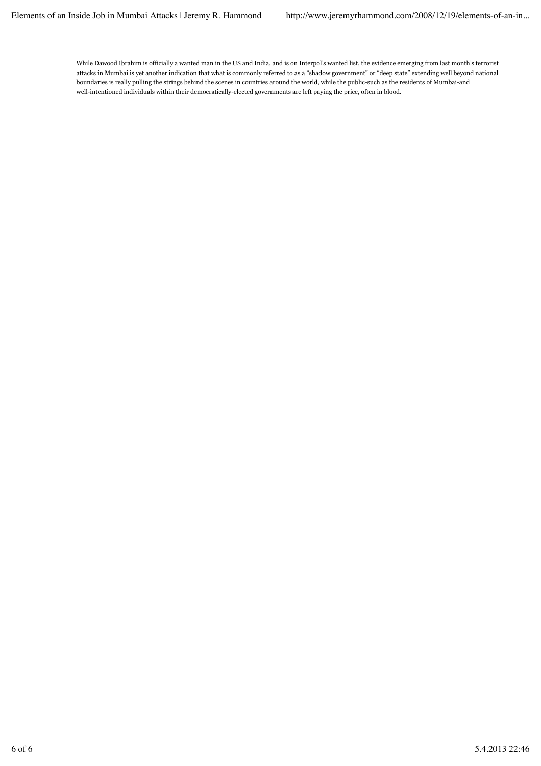While Dawood Ibrahim is officially a wanted man in the US and India, and is on Interpol's wanted list, the evidence emerging from last month's terrorist attacks in Mumbai is yet another indication that what is commonly referred to as a "shadow government" or "deep state" extending well beyond national boundaries is really pulling the strings behind the scenes in countries around the world, while the public-such as the residents of Mumbai-and well-intentioned individuals within their democratically-elected governments are left paying the price, often in blood.